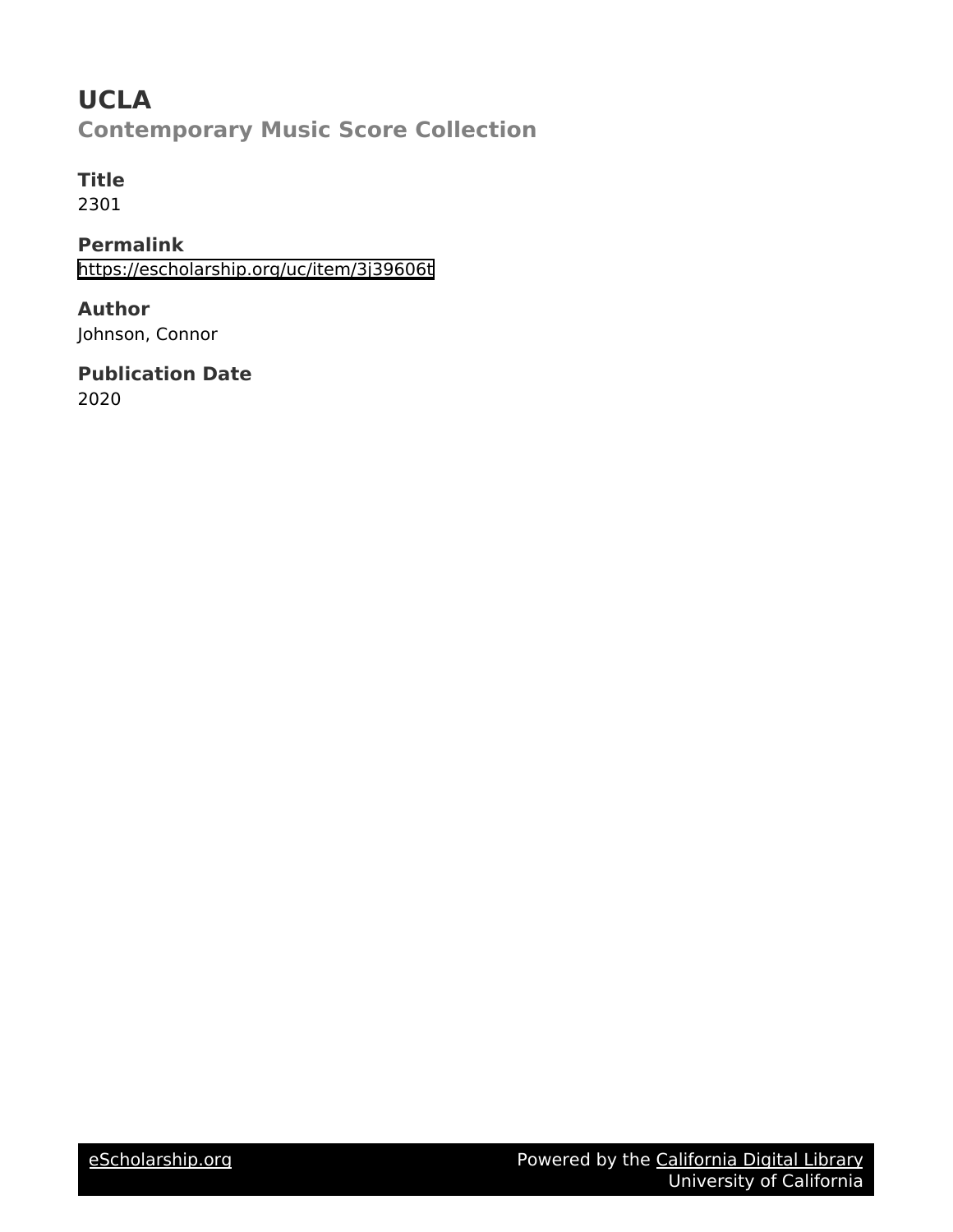# UCLA

## Contemporary Music Score Collection

### Title
2301

### Permalink
https://escholarship.org/uc/item/3j39606t

### Author
Johnson, Connor

### Publication Date
2020

eScholarship.org Powered by the California Digital Library
University of California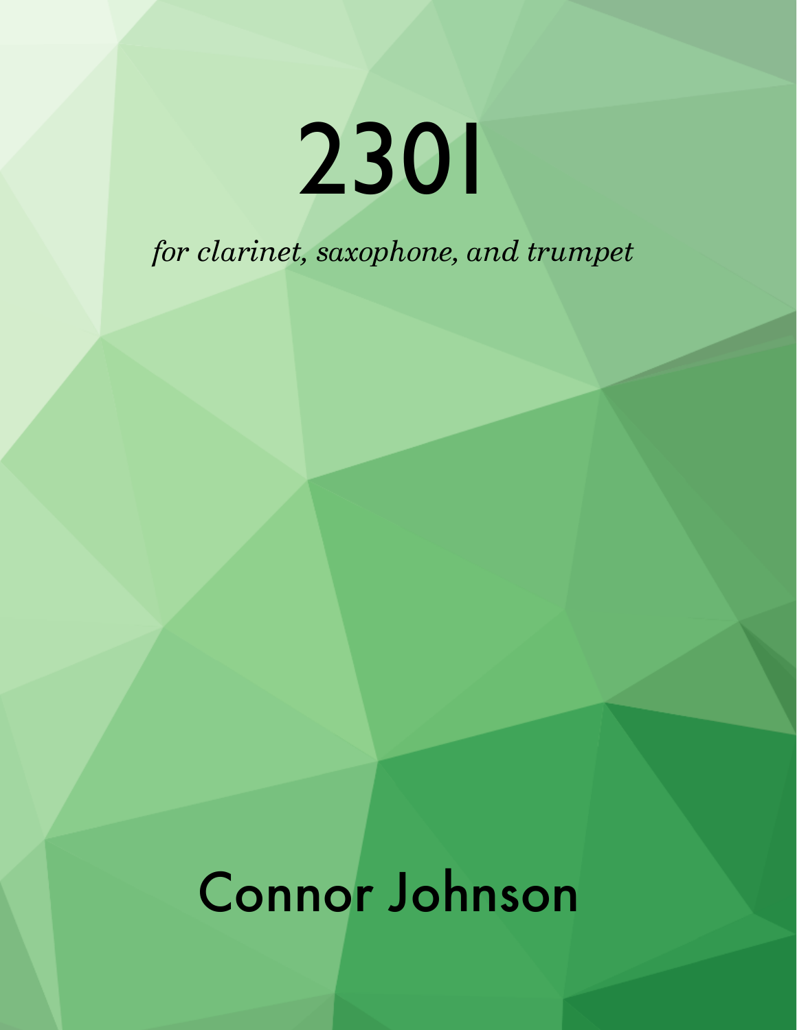# 2301

*for clarinet, saxophone, and trumpet*

## Connor Johnson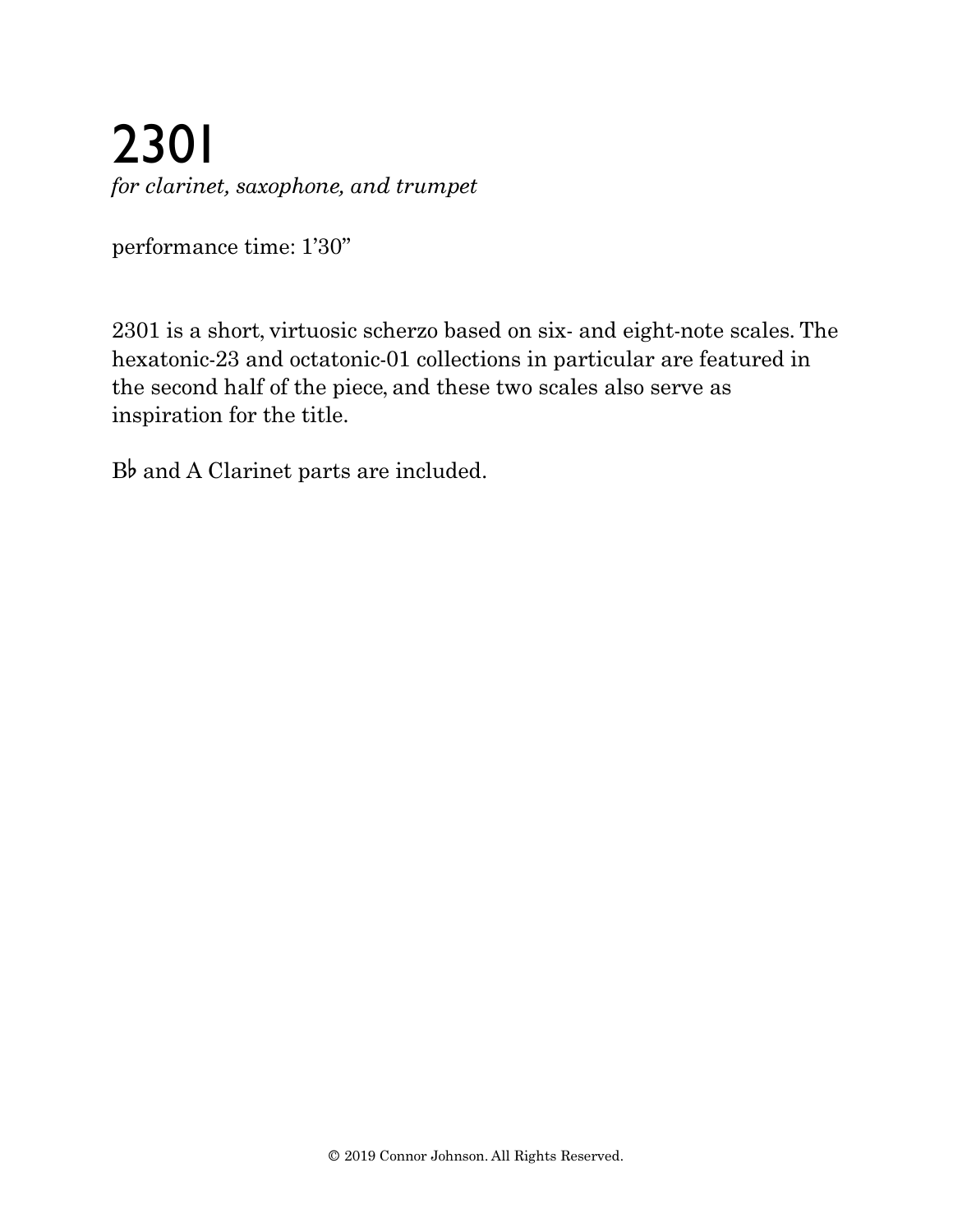# 2301

*for clarinet, saxophone, and trumpet*

performance time: 1'30"

2301 is a short, virtuosic scherzo based on six- and eight-note scales. The hexatonic-23 and octatonic-01 collections in particular are featured in the second half of the piece, and these two scales also serve as inspiration for the title.

B♭ and A Clarinet parts are included.

© 2019 Connor Johnson. All Rights Reserved.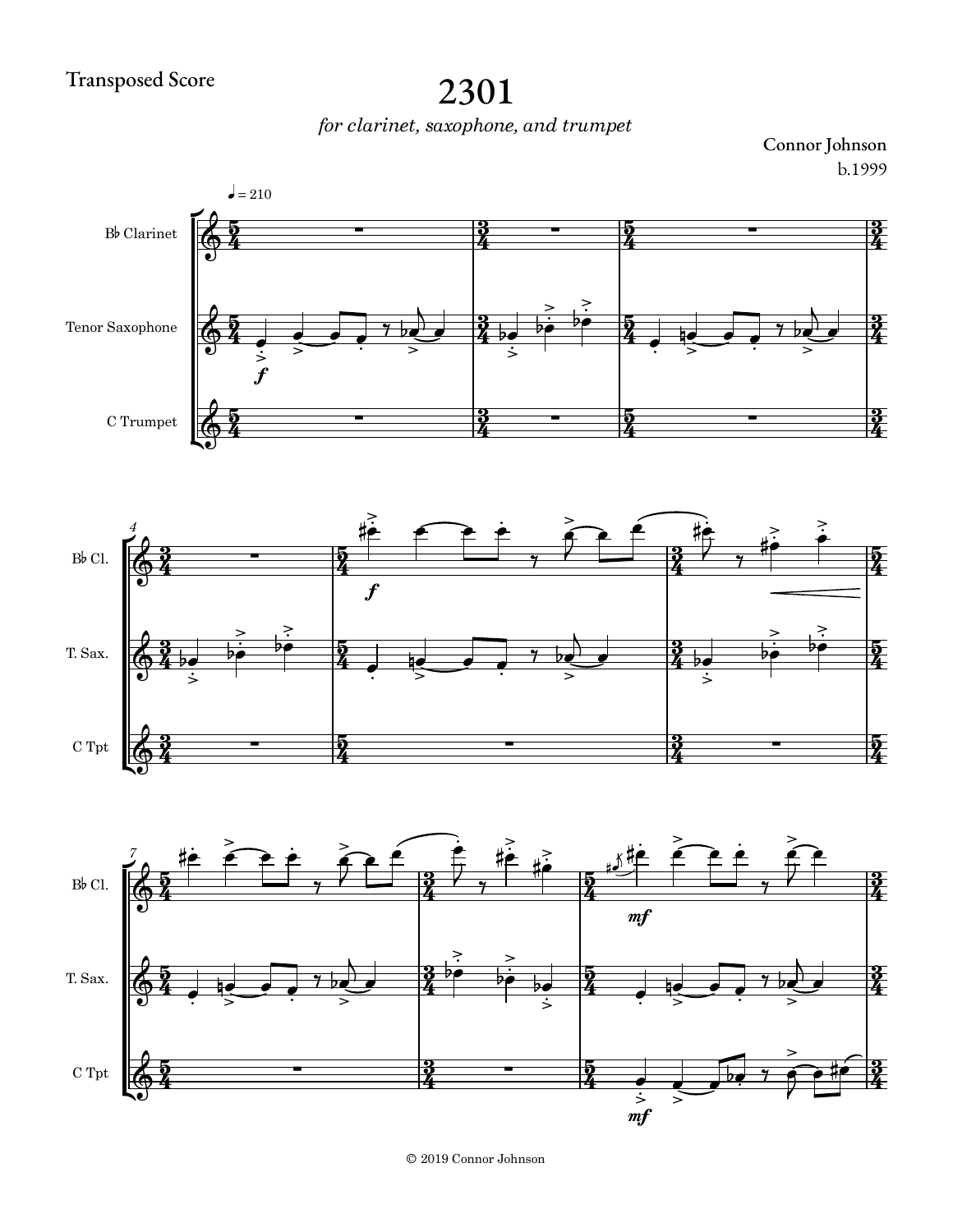Transposed Score

# 2301

*for clarinet, saxophone, and trumpet*

Connor Johnson
b.1999

© 2019 Connor Johnson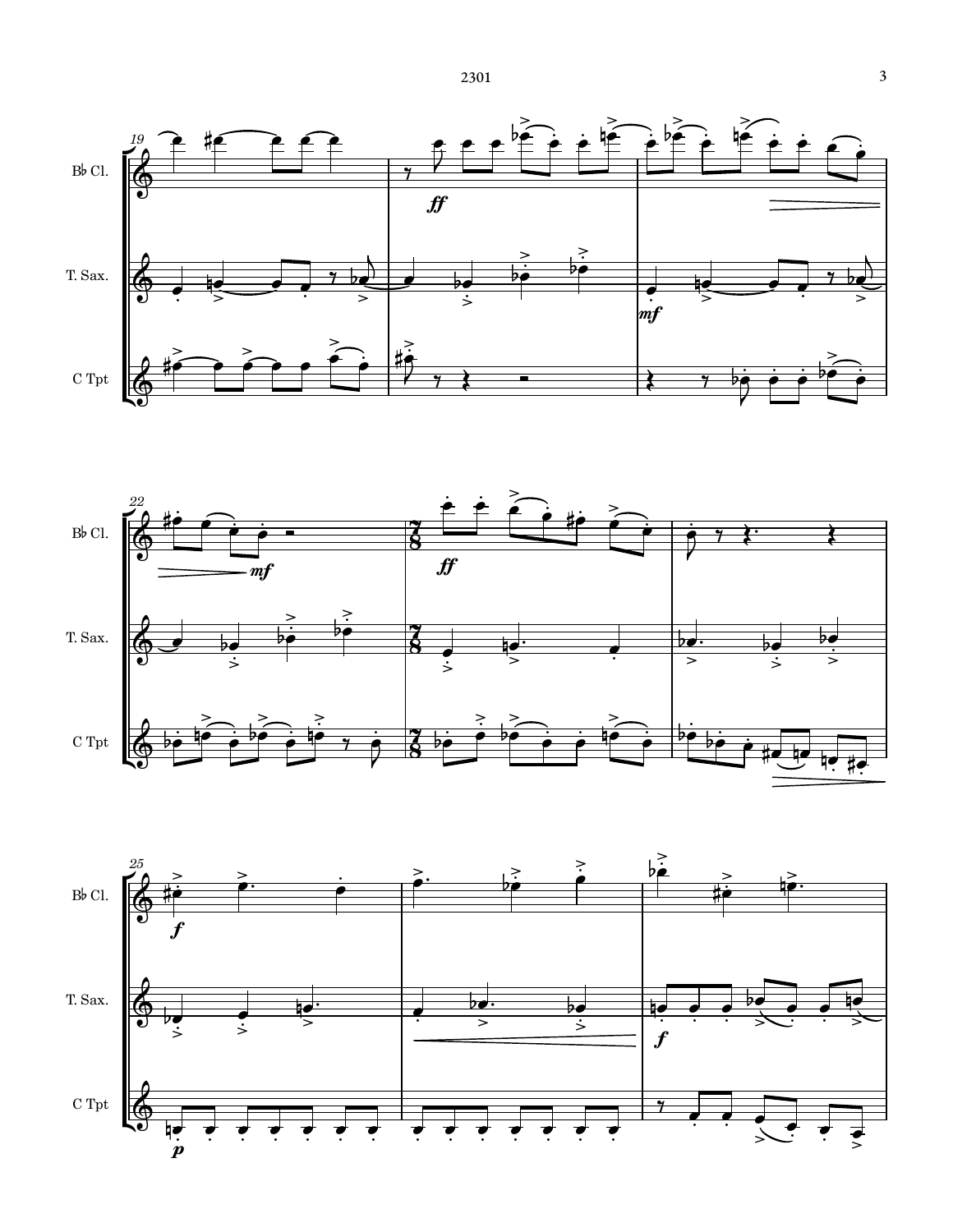Bb Cl.

T. Sax.

C Tpt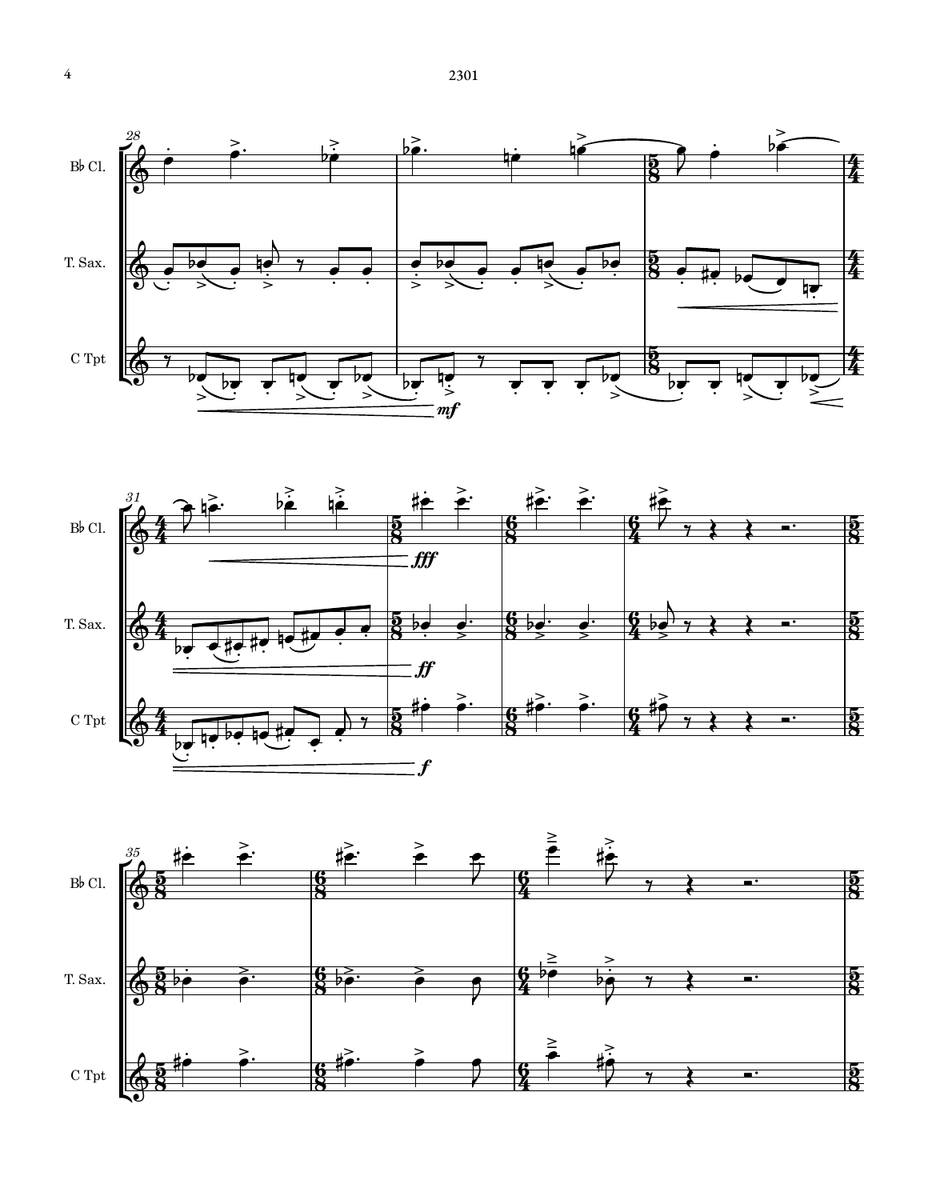2301

Bb Cl.

T. Sax.

C Tpt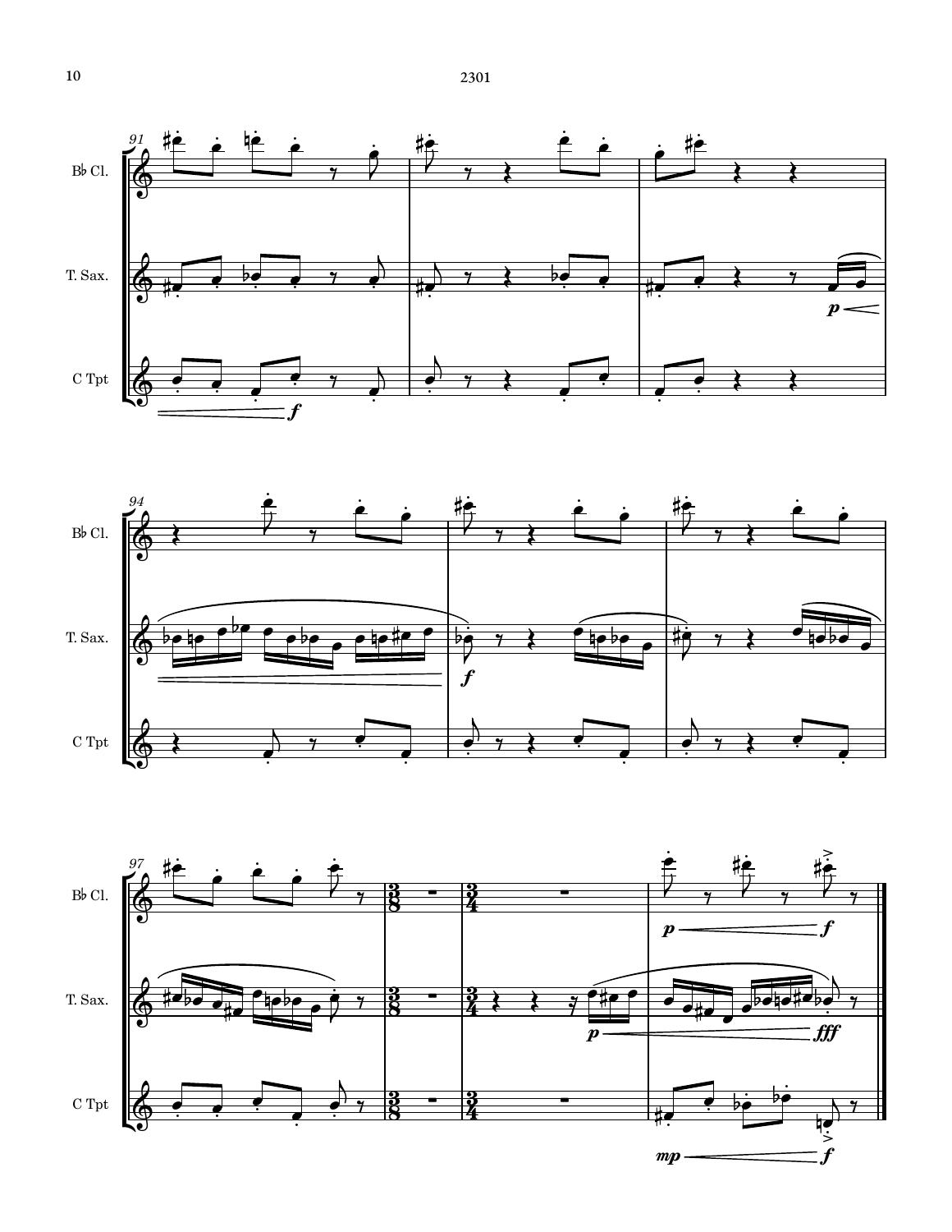2301